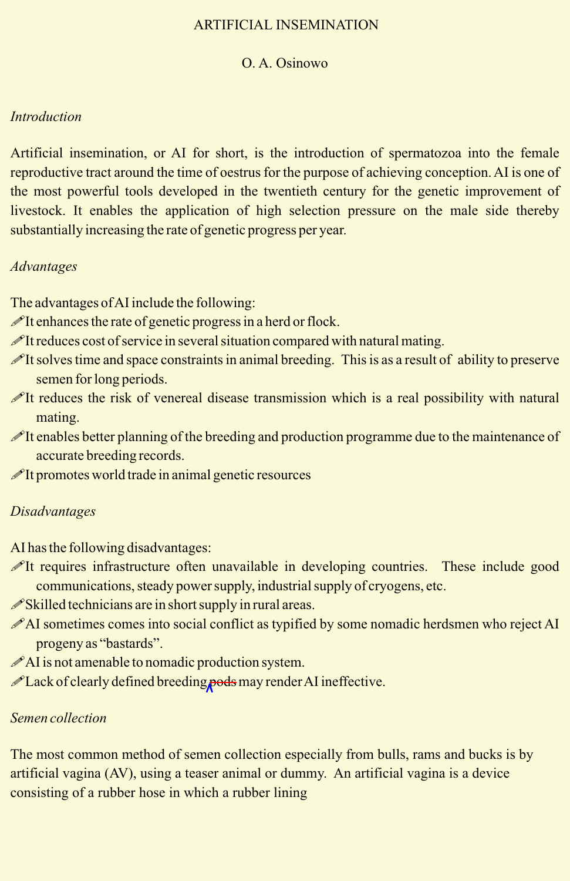ARTIFICIAL INSEMINATION

O. A. Osinowo

*Introduction*

Artificial insemination, or AI for short, is the introduction of spermatozoa into the female reproductive tract around the time of oestrus for the purpose of achieving conception. AI is one of the most powerful tools developed in the twentieth century for the genetic improvement of livestock. It enables the application of high selection pressure on the male side thereby substantially increasing the rate of genetic progress per year.

*Advantages*

The advantages of AI include the following:

- It enhances the rate of genetic progress in a herd or flock.
- It reduces cost of service in several situation compared with natural mating.
- It solves time and space constraints in animal breeding. This is as a result of ability to preserve semen for long periods.
- It reduces the risk of venereal disease transmission which is a real possibility with natural mating.
- It enables better planning of the breeding and production programme due to the maintenance of accurate breeding records.
- It promotes world trade in animal genetic resources

*Disadvantages*

AI has the following disadvantages:

- It requires infrastructure often unavailable in developing countries. These include good communications, steady power supply, industrial supply of cryogens, etc.
- Skilled technicians are in short supply in rural areas.
- AI sometimes comes into social conflict as typified by some nomadic herdsmen who reject AI progeny as "bastards".
- AI is not amenable to nomadic production system.
- Lack of clearly defined breeding ~~pods~~ may render AI ineffective.

*Semen collection*

The most common method of semen collection especially from bulls, rams and bucks is by artificial vagina (AV), using a teaser animal or dummy. An artificial vagina is a device consisting of a rubber hose in which a rubber lining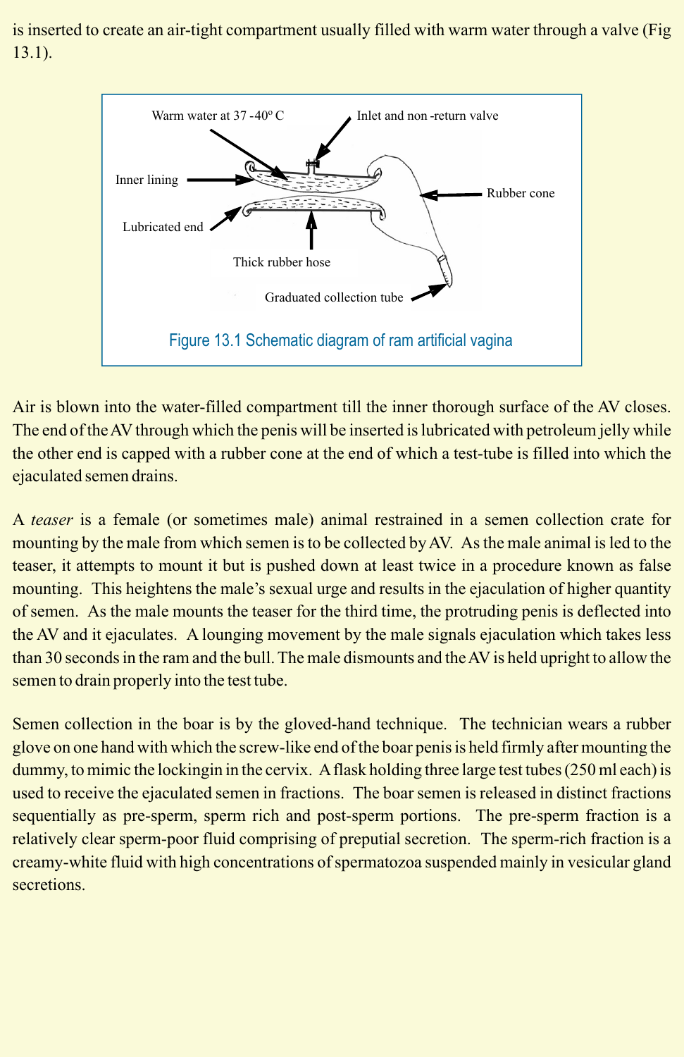is inserted to create an air-tight compartment usually filled with warm water through a valve (Fig 13.1).

Figure 13.1 Schematic diagram of ram artificial vagina

Air is blown into the water-filled compartment till the inner thorough surface of the AV closes. The end of the AV through which the penis will be inserted is lubricated with petroleum jelly while the other end is capped with a rubber cone at the end of which a test-tube is filled into which the ejaculated semen drains.

A *teaser* is a female (or sometimes male) animal restrained in a semen collection crate for mounting by the male from which semen is to be collected by AV. As the male animal is led to the teaser, it attempts to mount it but is pushed down at least twice in a procedure known as false mounting. This heightens the male's sexual urge and results in the ejaculation of higher quantity of semen. As the male mounts the teaser for the third time, the protruding penis is deflected into the AV and it ejaculates. A lounging movement by the male signals ejaculation which takes less than 30 seconds in the ram and the bull. The male dismounts and the AV is held upright to allow the semen to drain properly into the test tube.

Semen collection in the boar is by the gloved-hand technique. The technician wears a rubber glove on one hand with which the screw-like end of the boar penis is held firmly after mounting the dummy, to mimic the lockingin in the cervix. A flask holding three large test tubes (250 ml each) is used to receive the ejaculated semen in fractions. The boar semen is released in distinct fractions sequentially as pre-sperm, sperm rich and post-sperm portions. The pre-sperm fraction is a relatively clear sperm-poor fluid comprising of preputial secretion. The sperm-rich fraction is a creamy-white fluid with high concentrations of spermatozoa suspended mainly in vesicular gland secretions.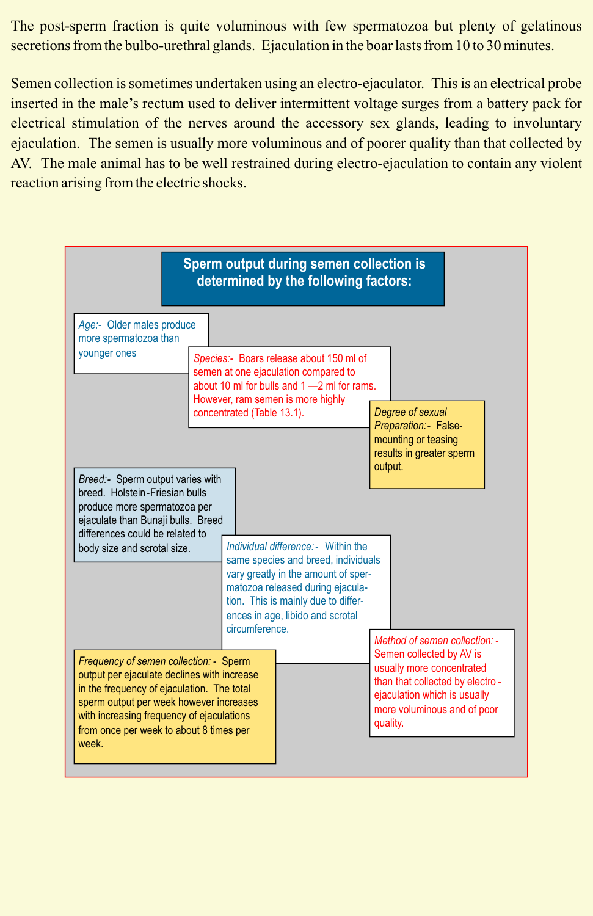The post-sperm fraction is quite voluminous with few spermatozoa but plenty of gelatinous secretions from the bulbo-urethral glands. Ejaculation in the boar lasts from 10 to 30 minutes.

Semen collection is sometimes undertaken using an electro-ejaculator. This is an electrical probe inserted in the male's rectum used to deliver intermittent voltage surges from a battery pack for electrical stimulation of the nerves around the accessory sex glands, leading to involuntary ejaculation. The semen is usually more voluminous and of poorer quality than that collected by AV. The male animal has to be well restrained during electro-ejaculation to contain any violent reaction arising from the electric shocks.

**Sperm output during semen collection is determined by the following factors:**

*Age:-* Older males produce more spermatozoa than younger ones

*Species:-* Boars release about 150 ml of semen at one ejaculation compared to about 10 ml for bulls and 1—2 ml for rams. However, ram semen is more highly concentrated (Table 13.1).

*Degree of sexual Preparation:-* False-mounting or teasing results in greater sperm output.

*Breed:-* Sperm output varies with breed. Holstein-Friesian bulls produce more spermatozoa per ejaculate than Bunaji bulls. Breed differences could be related to body size and scrotal size.

*Individual difference:-* Within the same species and breed, individuals vary greatly in the amount of spermatozoa released during ejaculation. This is mainly due to differences in age, libido and scrotal circumference.

*Frequency of semen collection:-* Sperm output per ejaculate declines with increase in the frequency of ejaculation. The total sperm output per week however increases with increasing frequency of ejaculations from once per week to about 8 times per week.

*Method of semen collection:-* Semen collected by AV is usually more concentrated than that collected by electro-ejaculation which is usually more voluminous and of poor quality.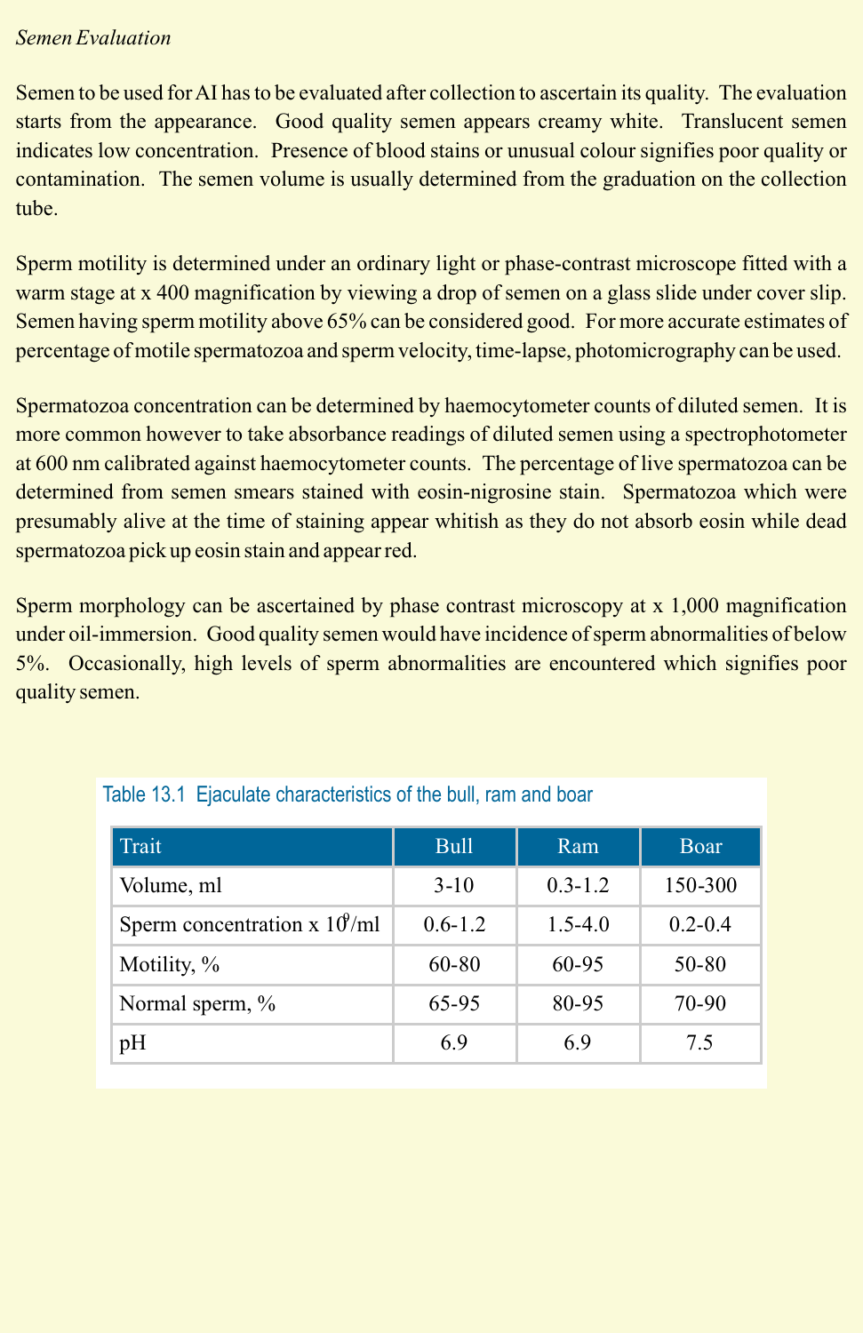*Semen Evaluation*

Semen to be used for AI has to be evaluated after collection to ascertain its quality. The evaluation starts from the appearance. Good quality semen appears creamy white. Translucent semen indicates low concentration. Presence of blood stains or unusual colour signifies poor quality or contamination. The semen volume is usually determined from the graduation on the collection tube.

Sperm motility is determined under an ordinary light or phase-contrast microscope fitted with a warm stage at x 400 magnification by viewing a drop of semen on a glass slide under cover slip. Semen having sperm motility above 65% can be considered good. For more accurate estimates of percentage of motile spermatozoa and sperm velocity, time-lapse, photomicrography can be used.

Spermatozoa concentration can be determined by haemocytometer counts of diluted semen. It is more common however to take absorbance readings of diluted semen using a spectrophotometer at 600 nm calibrated against haemocytometer counts. The percentage of live spermatozoa can be determined from semen smears stained with eosin-nigrosine stain. Spermatozoa which were presumably alive at the time of staining appear whitish as they do not absorb eosin while dead spermatozoa pick up eosin stain and appear red.

Sperm morphology can be ascertained by phase contrast microscopy at x 1,000 magnification under oil-immersion. Good quality semen would have incidence of sperm abnormalities of below 5%. Occasionally, high levels of sperm abnormalities are encountered which signifies poor quality semen.

Table 13.1 Ejaculate characteristics of the bull, ram and boar

| Trait | Bull | Ram | Boar |
|---|---|---|---|
| Volume, ml | 3-10 | 0.3-1.2 | 150-300 |
| Sperm concentration x $10^9$/ml | 0.6-1.2 | 1.5-4.0 | 0.2-0.4 |
| Motility, % | 60-80 | 60-95 | 50-80 |
| Normal sperm, % | 65-95 | 80-95 | 70-90 |
| pH | 6.9 | 6.9 | 7.5 |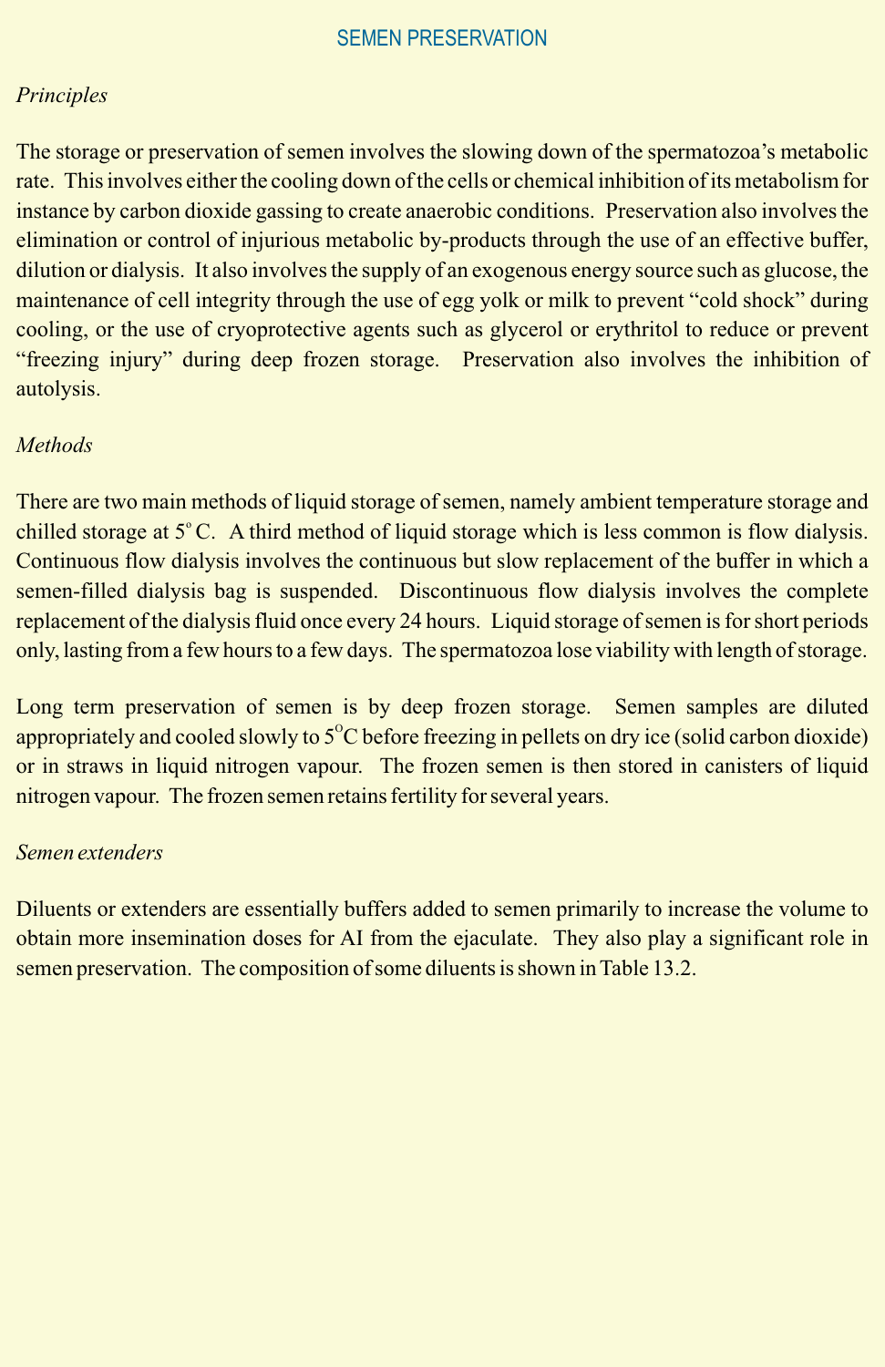## SEMEN PRESERVATION

*Principles*

The storage or preservation of semen involves the slowing down of the spermatozoa's metabolic rate. This involves either the cooling down of the cells or chemical inhibition of its metabolism for instance by carbon dioxide gassing to create anaerobic conditions. Preservation also involves the elimination or control of injurious metabolic by-products through the use of an effective buffer, dilution or dialysis. It also involves the supply of an exogenous energy source such as glucose, the maintenance of cell integrity through the use of egg yolk or milk to prevent "cold shock" during cooling, or the use of cryoprotective agents such as glycerol or erythritol to reduce or prevent "freezing injury" during deep frozen storage. Preservation also involves the inhibition of autolysis.

*Methods*

There are two main methods of liquid storage of semen, namely ambient temperature storage and chilled storage at $5^{o}$ C. A third method of liquid storage which is less common is flow dialysis. Continuous flow dialysis involves the continuous but slow replacement of the buffer in which a semen-filled dialysis bag is suspended. Discontinuous flow dialysis involves the complete replacement of the dialysis fluid once every 24 hours. Liquid storage of semen is for short periods only, lasting from a few hours to a few days. The spermatozoa lose viability with length of storage.

Long term preservation of semen is by deep frozen storage. Semen samples are diluted appropriately and cooled slowly to $5^{O}$C before freezing in pellets on dry ice (solid carbon dioxide) or in straws in liquid nitrogen vapour. The frozen semen is then stored in canisters of liquid nitrogen vapour. The frozen semen retains fertility for several years.

*Semen extenders*

Diluents or extenders are essentially buffers added to semen primarily to increase the volume to obtain more insemination doses for AI from the ejaculate. They also play a significant role in semen preservation. The composition of some diluents is shown in Table 13.2.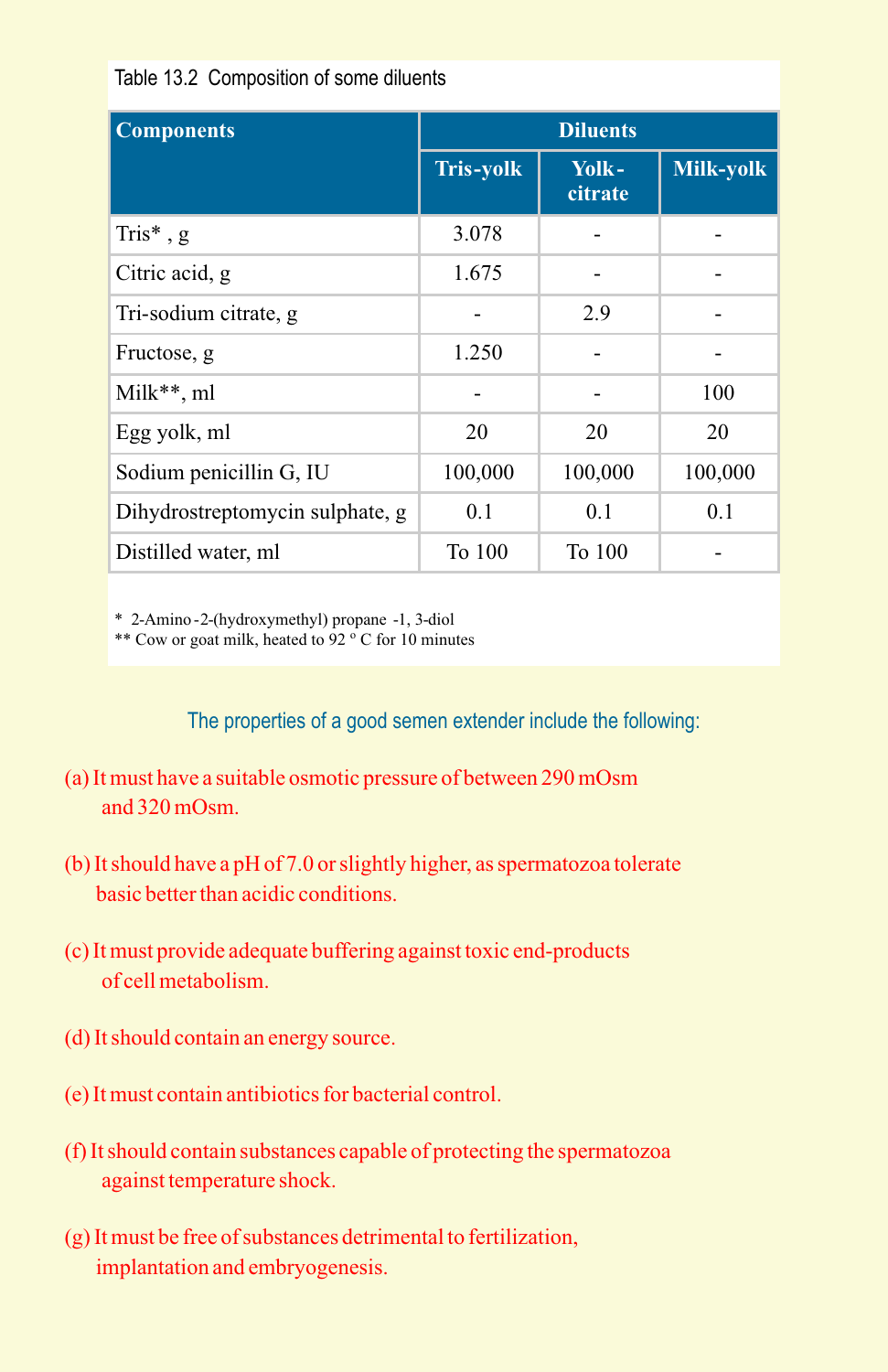Table 13.2 Composition of some diluents

| Components | Diluents | | |
|---|---|---|---|
| | Tris-yolk | Yolk-citrate | Milk-yolk |
| Tris* , g | 3.078 | - | - |
| Citric acid, g | 1.675 | - | - |
| Tri-sodium citrate, g | - | 2.9 | - |
| Fructose, g | 1.250 | - | - |
| Milk**, ml | - | - | 100 |
| Egg yolk, ml | 20 | 20 | 20 |
| Sodium penicillin G, IU | 100,000 | 100,000 | 100,000 |
| Dihydrostreptomycin sulphate, g | 0.1 | 0.1 | 0.1 |
| Distilled water, ml | To 100 | To 100 | - |

\* 2-Amino-2-(hydroxymethyl) propane -1, 3-diol
\*\* Cow or goat milk, heated to 92 $^{o}$ C for 10 minutes

The properties of a good semen extender include the following:

(a) It must have a suitable osmotic pressure of between 290 mOsm and 320 mOsm.

(b) It should have a pH of 7.0 or slightly higher, as spermatozoa tolerate basic better than acidic conditions.

(c) It must provide adequate buffering against toxic end-products of cell metabolism.

(d) It should contain an energy source.

(e) It must contain antibiotics for bacterial control.

(f) It should contain substances capable of protecting the spermatozoa against temperature shock.

(g) It must be free of substances detrimental to fertilization, implantation and embryogenesis.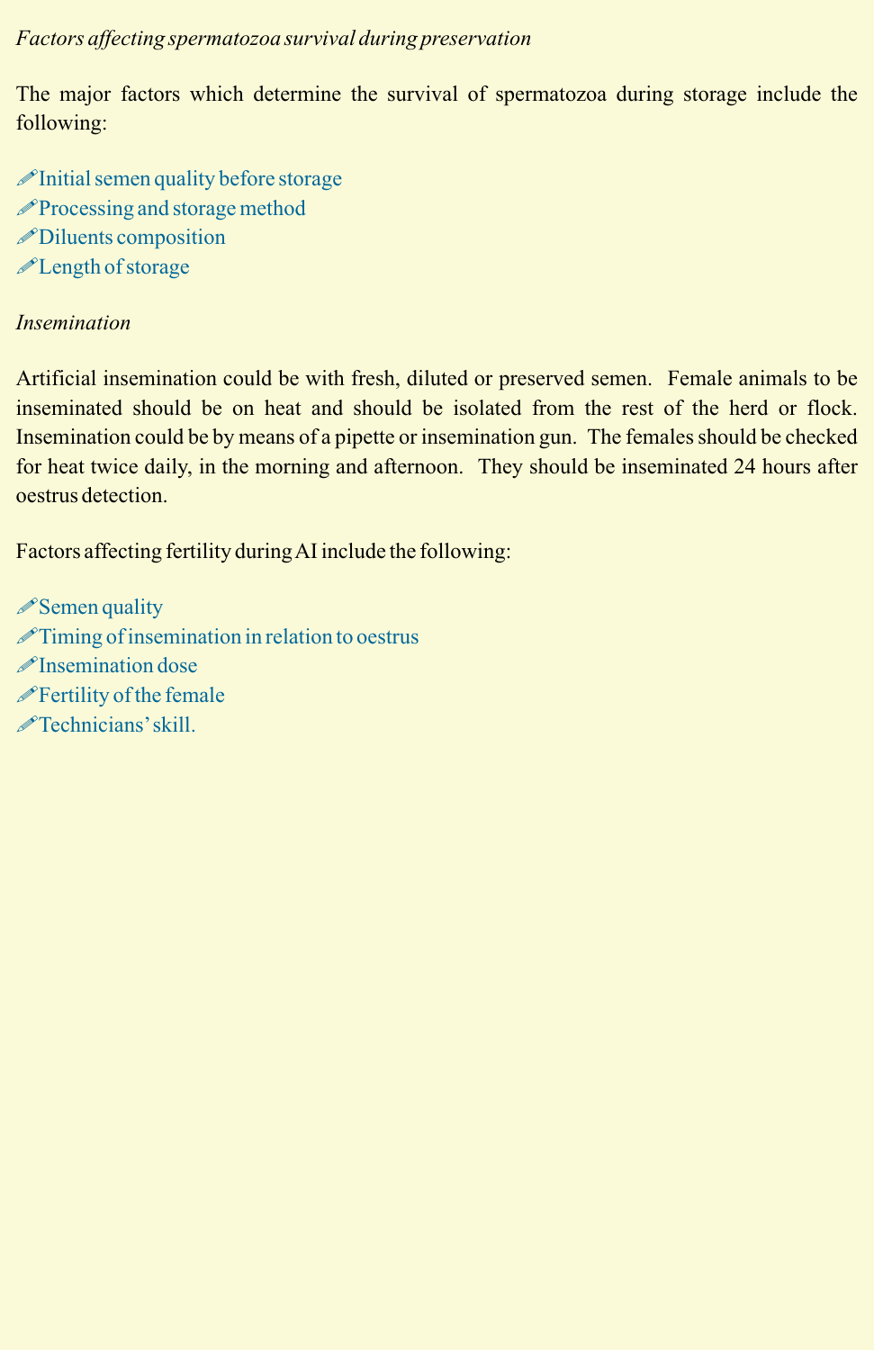*Factors affecting spermatozoa survival during preservation*

The major factors which determine the survival of spermatozoa during storage include the following:

- Initial semen quality before storage
- Processing and storage method
- Diluents composition
- Length of storage

*Insemination*

Artificial insemination could be with fresh, diluted or preserved semen. Female animals to be inseminated should be on heat and should be isolated from the rest of the herd or flock. Insemination could be by means of a pipette or insemination gun. The females should be checked for heat twice daily, in the morning and afternoon. They should be inseminated 24 hours after oestrus detection.

Factors affecting fertility during AI include the following:

- Semen quality
- Timing of insemination in relation to oestrus
- Insemination dose
- Fertility of the female
- Technicians' skill.